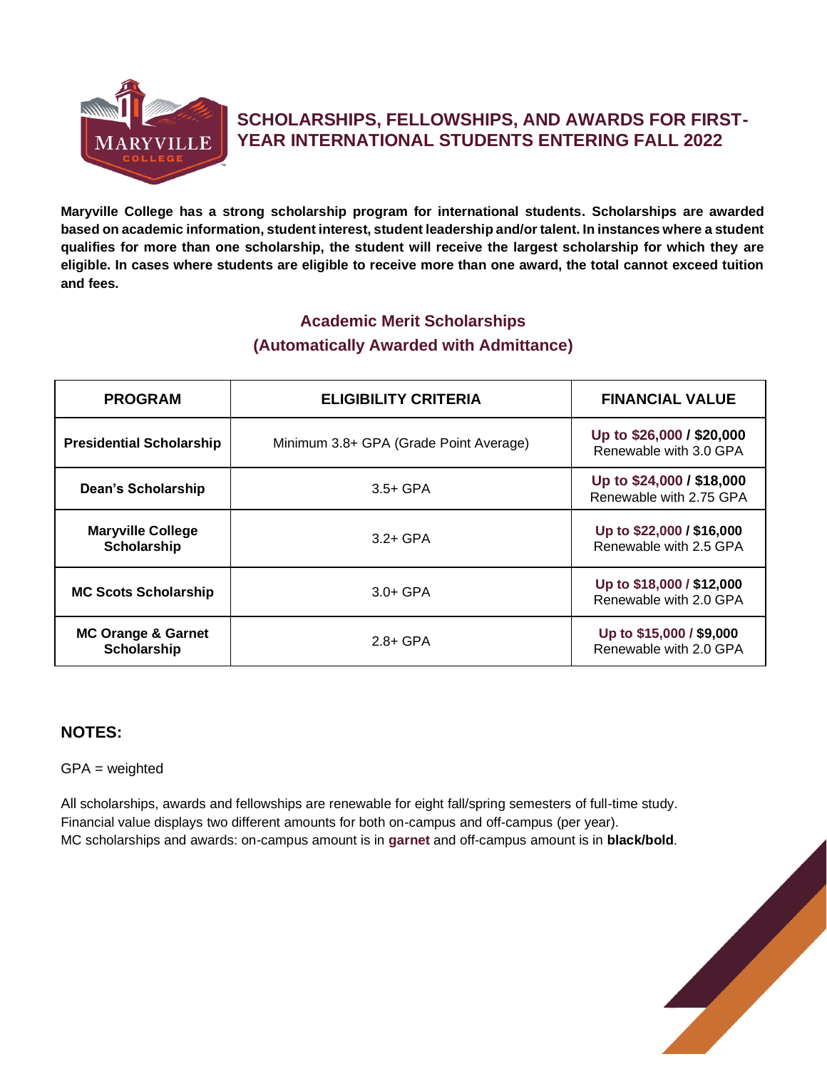# SCHOLARSHIPS, FELLOWSHIPS, AND AWARDS FOR FIRST-YEAR INTERNATIONAL STUDENTS ENTERING FALL 2022

**Maryville College has a strong scholarship program for international students. Scholarships are awarded based on academic information, student interest, student leadership and/or talent. In instances where a student qualifies for more than one scholarship, the student will receive the largest scholarship for which they are eligible. In cases where students are eligible to receive more than one award, the total cannot exceed tuition and fees.**

## Academic Merit Scholarships
## (Automatically Awarded with Admittance)

| PROGRAM | ELIGIBILITY CRITERIA | FINANCIAL VALUE |
|---|---|---|
| **Presidential Scholarship** | Minimum 3.8+ GPA (Grade Point Average) | Up to $26,000 / **$20,000**<br>Renewable with 3.0 GPA |
| **Dean's Scholarship** | 3.5+ GPA | Up to $24,000 / **$18,000**<br>Renewable with 2.75 GPA |
| **Maryville College Scholarship** | 3.2+ GPA | Up to $22,000 / **$16,000**<br>Renewable with 2.5 GPA |
| **MC Scots Scholarship** | 3.0+ GPA | Up to $18,000 / **$12,000**<br>Renewable with 2.0 GPA |
| **MC Orange & Garnet Scholarship** | 2.8+ GPA | Up to $15,000 / **$9,000**<br>Renewable with 2.0 GPA |

### NOTES:

GPA = weighted

All scholarships, awards and fellowships are renewable for eight fall/spring semesters of full-time study.
Financial value displays two different amounts for both on-campus and off-campus (per year).
MC scholarships and awards: on-campus amount is in **garnet** and off-campus amount is in **black/bold**.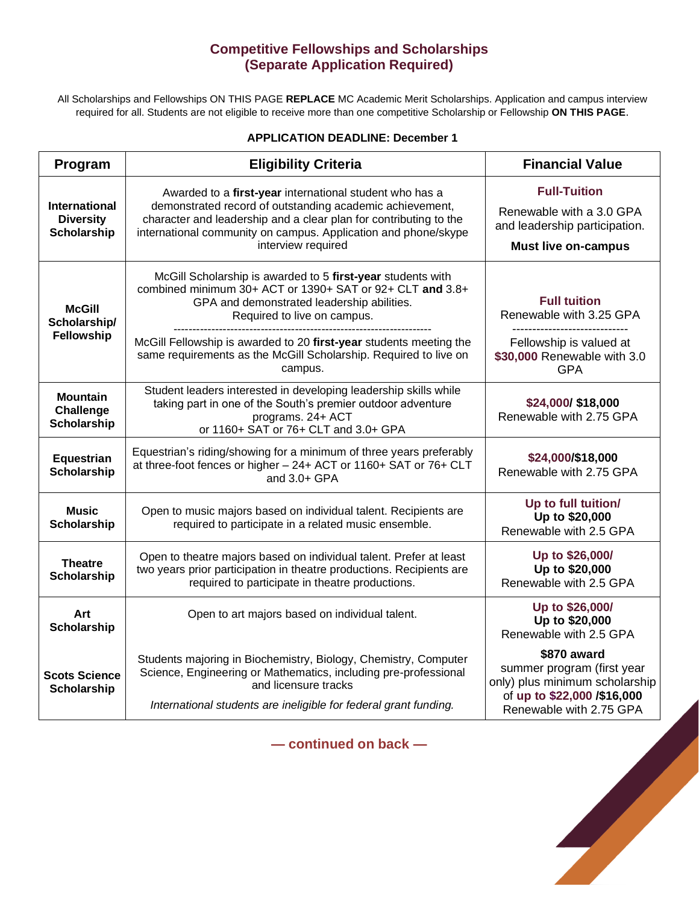## Competitive Fellowships and Scholarships
## (Separate Application Required)

All Scholarships and Fellowships ON THIS PAGE **REPLACE** MC Academic Merit Scholarships. Application and campus interview required for all. Students are not eligible to receive more than one competitive Scholarship or Fellowship **ON THIS PAGE**.

**APPLICATION DEADLINE: December 1**

| Program | Eligibility Criteria | Financial Value |
|---|---|---|
| **International Diversity Scholarship** | Awarded to a **first-year** international student who has a demonstrated record of outstanding academic achievement, character and leadership and a clear plan for contributing to the international community on campus. Application and phone/skype interview required | **Full-Tuition**<br>Renewable with a 3.0 GPA and leadership participation.<br>**Must live on-campus** |
| **McGill Scholarship/ Fellowship** | McGill Scholarship is awarded to 5 **first-year** students with combined minimum 30+ ACT or 1390+ SAT or 92+ CLT **and** 3.8+ GPA and demonstrated leadership abilities. Required to live on campus.<br>--------------------------------------------------------------------<br>McGill Fellowship is awarded to 20 **first-year** students meeting the same requirements as the McGill Scholarship. Required to live on campus. | **Full tuition**<br>Renewable with 3.25 GPA<br>-----------------------------<br>Fellowship is valued at **$30,000** Renewable with 3.0 GPA |
| **Mountain Challenge Scholarship** | Student leaders interested in developing leadership skills while taking part in one of the South's premier outdoor adventure programs. 24+ ACT or 1160+ SAT or 76+ CLT and 3.0+ GPA | **$24,000/ $18,000**<br>Renewable with 2.75 GPA |
| **Equestrian Scholarship** | Equestrian's riding/showing for a minimum of three years preferably at three-foot fences or higher – 24+ ACT or 1160+ SAT or 76+ CLT and 3.0+ GPA | **$24,000/$18,000**<br>Renewable with 2.75 GPA |
| **Music Scholarship** | Open to music majors based on individual talent. Recipients are required to participate in a related music ensemble. | **Up to full tuition/**<br>**Up to $20,000**<br>Renewable with 2.5 GPA |
| **Theatre Scholarship** | Open to theatre majors based on individual talent. Prefer at least two years prior participation in theatre productions. Recipients are required to participate in theatre productions. | **Up to $26,000/**<br>**Up to $20,000**<br>Renewable with 2.5 GPA |
| **Art Scholarship** | Open to art majors based on individual talent. | **Up to $26,000/**<br>**Up to $20,000**<br>Renewable with 2.5 GPA |
| **Scots Science Scholarship** | Students majoring in Biochemistry, Biology, Chemistry, Computer Science, Engineering or Mathematics, including pre-professional and licensure tracks<br>*International students are ineligible for federal grant funding.* | **$870 award** summer program (first year only) plus minimum scholarship of **up to $22,000 /$16,000**<br>Renewable with 2.75 GPA |

**— continued on back —**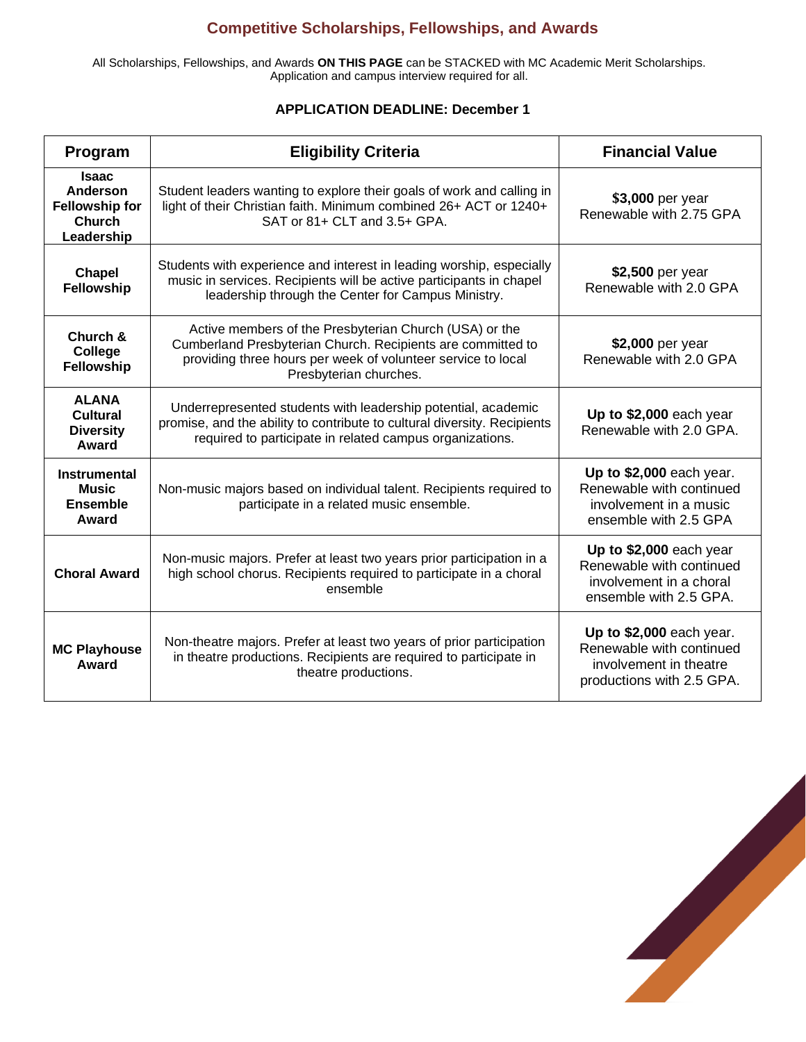# Competitive Scholarships, Fellowships, and Awards

All Scholarships, Fellowships, and Awards **ON THIS PAGE** can be STACKED with MC Academic Merit Scholarships. Application and campus interview required for all.

**APPLICATION DEADLINE: December 1**

| Program | Eligibility Criteria | Financial Value |
|---|---|---|
| **Isaac Anderson Fellowship for Church Leadership** | Student leaders wanting to explore their goals of work and calling in light of their Christian faith. Minimum combined 26+ ACT or 1240+ SAT or 81+ CLT and 3.5+ GPA. | **$3,000** per year Renewable with 2.75 GPA |
| **Chapel Fellowship** | Students with experience and interest in leading worship, especially music in services. Recipients will be active participants in chapel leadership through the Center for Campus Ministry. | **$2,500** per year Renewable with 2.0 GPA |
| **Church & College Fellowship** | Active members of the Presbyterian Church (USA) or the Cumberland Presbyterian Church. Recipients are committed to providing three hours per week of volunteer service to local Presbyterian churches. | **$2,000** per year Renewable with 2.0 GPA |
| **ALANA Cultural Diversity Award** | Underrepresented students with leadership potential, academic promise, and the ability to contribute to cultural diversity. Recipients required to participate in related campus organizations. | **Up to $2,000** each year Renewable with 2.0 GPA. |
| **Instrumental Music Ensemble Award** | Non-music majors based on individual talent. Recipients required to participate in a related music ensemble. | **Up to $2,000** each year. Renewable with continued involvement in a music ensemble with 2.5 GPA |
| **Choral Award** | Non-music majors. Prefer at least two years prior participation in a high school chorus. Recipients required to participate in a choral ensemble | **Up to $2,000** each year Renewable with continued involvement in a choral ensemble with 2.5 GPA. |
| **MC Playhouse Award** | Non-theatre majors. Prefer at least two years of prior participation in theatre productions. Recipients are required to participate in theatre productions. | **Up to $2,000** each year. Renewable with continued involvement in theatre productions with 2.5 GPA. |